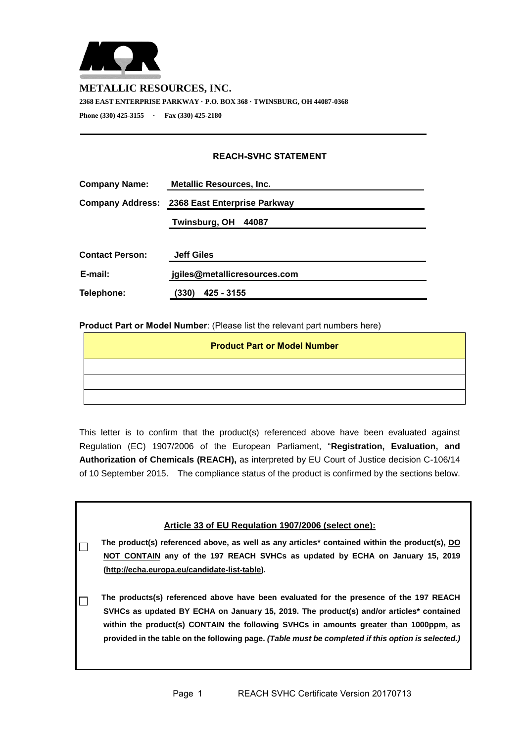**METALLIC RESOURCES, INC.**

**2368 EAST ENTERPRISE PARKWAY · P.O. BOX 368 · TWINSBURG, OH 44087-0368**

**Phone (330) 425-3155 · Fax (330) 425-2180**

---

## REACH-SVHC STATEMENT

| | |
|---|---|
| **Company Name:** | **Metallic Resources, Inc.** |
| **Company Address:** | **2368 East Enterprise Parkway** |
| | **Twinsburg, OH 44087** |
| **Contact Person:** | **Jeff Giles** |
| **E-mail:** | **jgiles@metallicresources.com** |
| **Telephone:** | **(330) 425 - 3155** |

**Product Part or Model Number**: (Please list the relevant part numbers here)

| **Product Part or Model Number** |
|---|
| |
| |
| |

This letter is to confirm that the product(s) referenced above have been evaluated against Regulation (EC) 1907/2006 of the European Parliament, "**Registration, Evaluation, and Authorization of Chemicals (REACH),** as interpreted by EU Court of Justice decision C-106/14 of 10 September 2015. The compliance status of the product is confirmed by the sections below.

**Article 33 of EU Regulation 1907/2006 (select one):**

☐ **The product(s) referenced above, as well as any articles* contained within the product(s), DO NOT CONTAIN any of the 197 REACH SVHCs as updated by ECHA on January 15, 2019 (http://echa.europa.eu/candidate-list-table).**

☐ **The products(s) referenced above have been evaluated for the presence of the 197 REACH SVHCs as updated BY ECHA on January 15, 2019. The product(s) and/or articles* contained within the product(s) CONTAIN the following SVHCs in amounts greater than 1000ppm, as provided in the table on the following page. *(Table must be completed if this option is selected.)***

REACH SVHC Certificate Version 20170713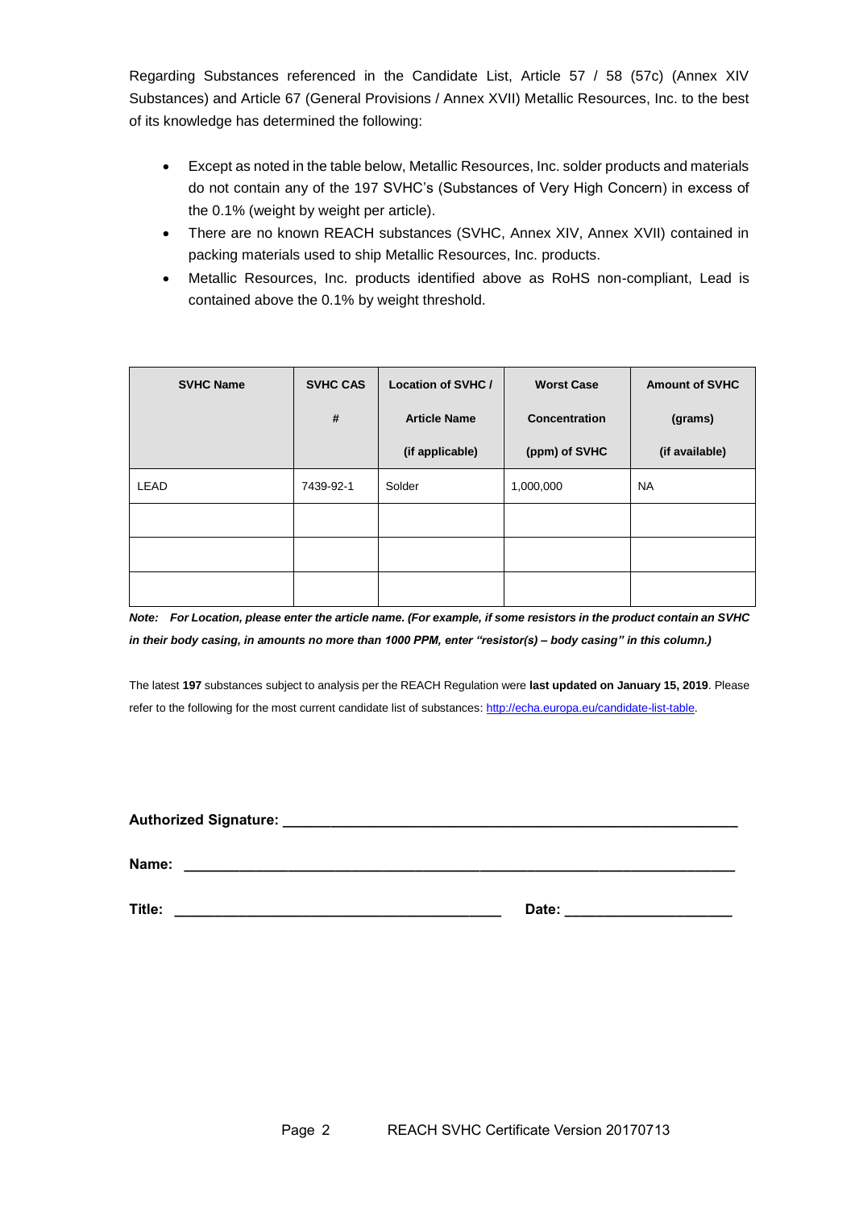Regarding Substances referenced in the Candidate List, Article 57 / 58 (57c) (Annex XIV Substances) and Article 67 (General Provisions / Annex XVII) Metallic Resources, Inc. to the best of its knowledge has determined the following:

- Except as noted in the table below, Metallic Resources, Inc. solder products and materials do not contain any of the 197 SVHC's (Substances of Very High Concern) in excess of the 0.1% (weight by weight per article).
- There are no known REACH substances (SVHC, Annex XIV, Annex XVII) contained in packing materials used to ship Metallic Resources, Inc. products.
- Metallic Resources, Inc. products identified above as RoHS non-compliant, Lead is contained above the 0.1% by weight threshold.

| SVHC Name | SVHC CAS # | Location of SVHC / Article Name (if applicable) | Worst Case Concentration (ppm) of SVHC | Amount of SVHC (grams) (if available) |
|---|---|---|---|---|
| LEAD | 7439-92-1 | Solder | 1,000,000 | NA |
| | | | | |
| | | | | |
| | | | | |

***Note: For Location, please enter the article name. (For example, if some resistors in the product contain an SVHC in their body casing, in amounts no more than 1000 PPM, enter "resistor(s) – body casing" in this column.)***

The latest **197** substances subject to analysis per the REACH Regulation were **last updated on January 15, 2019**. Please refer to the following for the most current candidate list of substances: http://echa.europa.eu/candidate-list-table.

**Authorized Signature:** ______________________________

**Name:** ______________________________

**Title:** ______________________________ **Date:** ____________________